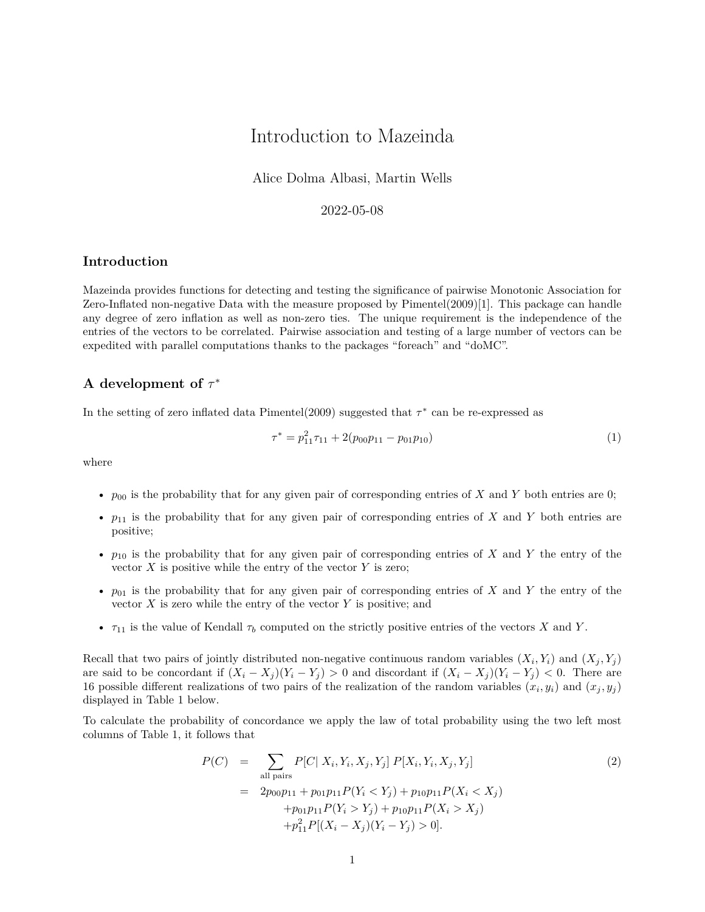# Introduction to Mazeinda

Alice Dolma Albasi, Martin Wells

2022-05-08

## Introduction

Mazeinda provides functions for detecting and testing the significance of pairwise Monotonic Association for Zero-Inflated non-negative Data with the measure proposed by Pimentel(2009)[1]. This package can handle any degree of zero inflation as well as non-zero ties. The unique requirement is the independence of the entries of the vectors to be correlated. Pairwise association and testing of a large number of vectors can be expedited with parallel computations thanks to the packages "foreach" and "doMC".

## A development of $\tau^*$

In the setting of zero inflated data Pimentel(2009) suggested that $\tau^*$ can be re-expressed as

$$\tau^* = p_{11}^2 \tau_{11} + 2(p_{00}p_{11} - p_{01}p_{10}) \tag{1}$$

where

- $p_{00}$ is the probability that for any given pair of corresponding entries of $X$ and $Y$ both entries are 0;
- $p_{11}$ is the probability that for any given pair of corresponding entries of $X$ and $Y$ both entries are positive;
- $p_{10}$ is the probability that for any given pair of corresponding entries of $X$ and $Y$ the entry of the vector $X$ is positive while the entry of the vector $Y$ is zero;
- $p_{01}$ is the probability that for any given pair of corresponding entries of $X$ and $Y$ the entry of the vector $X$ is zero while the entry of the vector $Y$ is positive; and
- $\tau_{11}$ is the value of Kendall $\tau_b$ computed on the strictly positive entries of the vectors $X$ and $Y$.

Recall that two pairs of jointly distributed non-negative continuous random variables $(X_i, Y_i)$ and $(X_j, Y_j)$ are said to be concordant if $(X_i - X_j)(Y_i - Y_j) > 0$ and discordant if $(X_i - X_j)(Y_i - Y_j) < 0$. There are 16 possible different realizations of two pairs of the realization of the random variables $(x_i, y_i)$ and $(x_j, y_j)$ displayed in Table 1 below.

To calculate the probability of concordance we apply the law of total probability using the two left most columns of Table 1, it follows that

$$\begin{aligned}
P(C) &= \sum_{\text{all pairs}} P[C|\ X_i, Y_i, X_j, Y_j]\ P[X_i, Y_i, X_j, Y_j] \\
&= 2p_{00}p_{11} + p_{01}p_{11}P(Y_i < Y_j) + p_{10}p_{11}P(X_i < X_j) \\
&\quad + p_{01}p_{11}P(Y_i > Y_j) + p_{10}p_{11}P(X_i > X_j) \\
&\quad + p_{11}^2 P[(X_i - X_j)(Y_i - Y_j) > 0].
\end{aligned} \tag{2}$$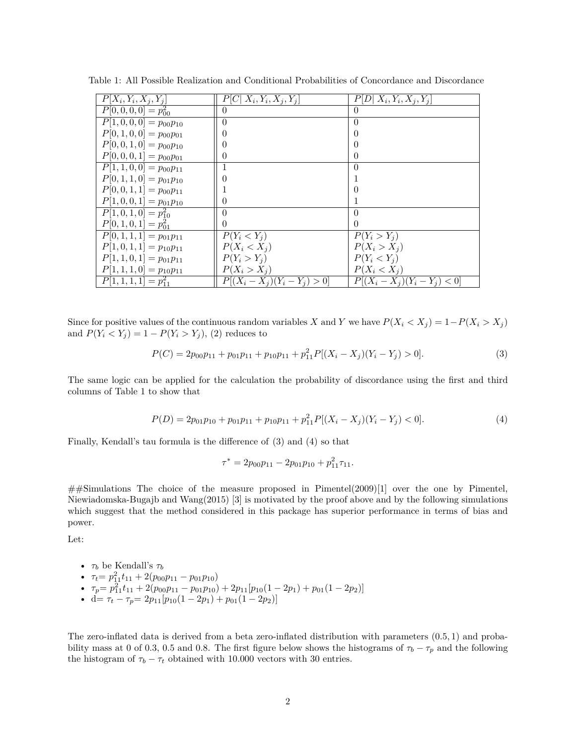Table 1: All Possible Realization and Conditional Probabilities of Concordance and Discordance

| $P[X_i, Y_i, X_j, Y_j]$ | $P[C \mid X_i, Y_i, X_j, Y_j]$ | $P[D \mid X_i, Y_i, X_j, Y_j]$ |
|---|---|---|
| $P[0,0,0,0] = p_{00}^2$ | 0 | 0 |
| $P[1,0,0,0] = p_{00}p_{10}$ | 0 | 0 |
| $P[0,1,0,0] = p_{00}p_{01}$ | 0 | 0 |
| $P[0,0,1,0] = p_{00}p_{10}$ | 0 | 0 |
| $P[0,0,0,1] = p_{00}p_{01}$ | 0 | 0 |
| $P[1,1,0,0] = p_{00}p_{11}$ | 1 | 0 |
| $P[0,1,1,0] = p_{01}p_{10}$ | 0 | 1 |
| $P[0,0,1,1] = p_{00}p_{11}$ | 1 | 0 |
| $P[1,0,0,1] = p_{01}p_{10}$ | 0 | 1 |
| $P[1,0,1,0] = p_{10}^2$ | 0 | 0 |
| $P[0,1,0,1] = p_{01}^2$ | 0 | 0 |
| $P[0,1,1,1] = p_{01}p_{11}$ | $P(Y_i < Y_j)$ | $P(Y_i > Y_j)$ |
| $P[1,0,1,1] = p_{10}p_{11}$ | $P(X_i < X_j)$ | $P(X_i > X_j)$ |
| $P[1,1,0,1] = p_{01}p_{11}$ | $P(Y_i > Y_j)$ | $P(Y_i < Y_j)$ |
| $P[1,1,1,0] = p_{10}p_{11}$ | $P(X_i > X_j)$ | $P(X_i < X_j)$ |
| $P[1,1,1,1] = p_{11}^2$ | $P[(X_i - X_j)(Y_i - Y_j) > 0]$ | $P[(X_i - X_j)(Y_i - Y_j) < 0]$ |

Since for positive values of the continuous random variables $X$ and $Y$ we have $P(X_i < X_j) = 1 - P(X_i > X_j)$ and $P(Y_i < Y_j) = 1 - P(Y_i > Y_j)$, (2) reduces to

$$P(C) = 2p_{00}p_{11} + p_{01}p_{11} + p_{10}p_{11} + p_{11}^2 P[(X_i - X_j)(Y_i - Y_j) > 0]. \tag{3}$$

The same logic can be applied for the calculation the probability of discordance using the first and third columns of Table 1 to show that

$$P(D) = 2p_{01}p_{10} + p_{01}p_{11} + p_{10}p_{11} + p_{11}^2 P[(X_i - X_j)(Y_i - Y_j) < 0]. \tag{4}$$

Finally, Kendall's tau formula is the difference of (3) and (4) so that

$$\tau^* = 2p_{00}p_{11} - 2p_{01}p_{10} + p_{11}^2 \tau_{11}.$$

##Simulations The choice of the measure proposed in Pimentel(2009)[1] over the one by Pimentel, Niewiadomska-Bugajb and Wang(2015) [3] is motivated by the proof above and by the following simulations which suggest that the method considered in this package has superior performance in terms of bias and power.

Let:

- $\tau_b$ be Kendall's $\tau_b$
- $\tau_t$= $p_{11}^2 t_{11} + 2(p_{00}p_{11} - p_{01}p_{10})$
- $\tau_p$= $p_{11}^2 t_{11} + 2(p_{00}p_{11} - p_{01}p_{10}) + 2p_{11}[p_{10}(1 - 2p_1) + p_{01}(1 - 2p_2)]$
- d= $\tau_t - \tau_p$= $2p_{11}[p_{10}(1 - 2p_1) + p_{01}(1 - 2p_2)]$

The zero-inflated data is derived from a beta zero-inflated distribution with parameters $(0.5, 1)$ and probability mass at 0 of 0.3, 0.5 and 0.8. The first figure below shows the histograms of $\tau_b - \tau_p$ and the following the histogram of $\tau_b - \tau_t$ obtained with 10.000 vectors with 30 entries.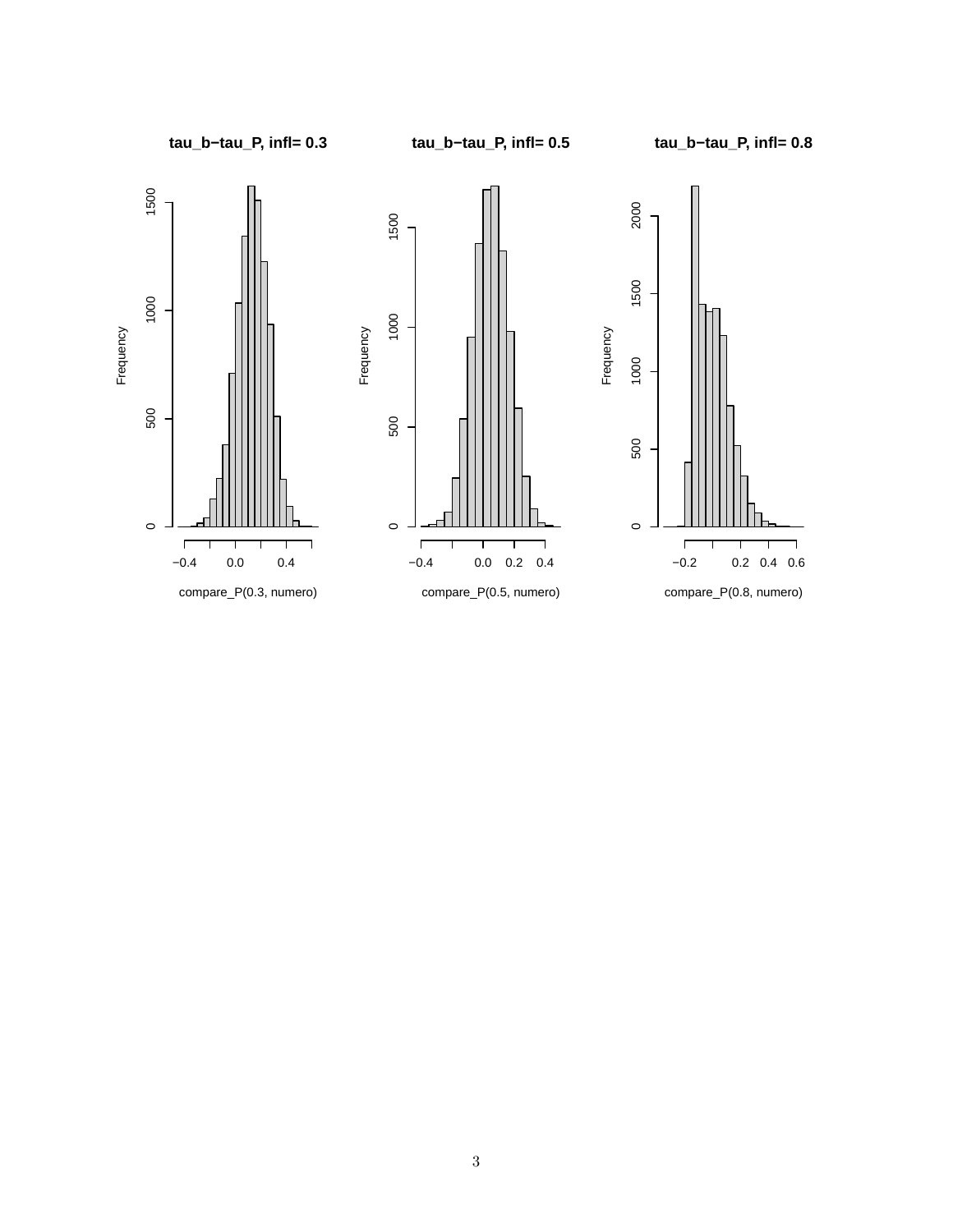**tau_b−tau_P, infl= 0.3**

compare_P(0.3, numero)

**tau_b−tau_P, infl= 0.5**

compare_P(0.5, numero)

**tau_b−tau_P, infl= 0.8**

compare_P(0.8, numero)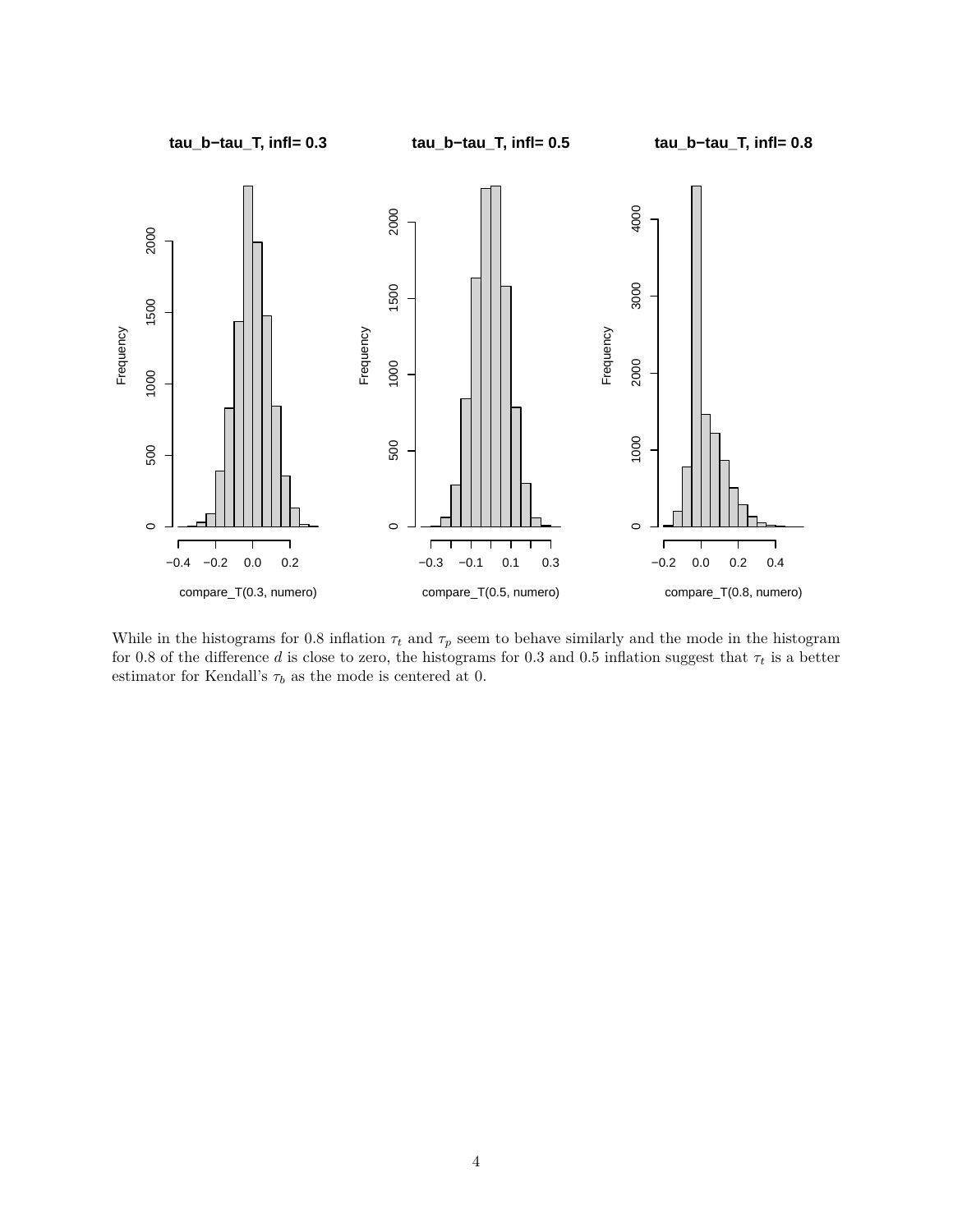While in the histograms for 0.8 inflation $\tau_t$ and $\tau_p$ seem to behave similarly and the mode in the histogram for 0.8 of the difference $d$ is close to zero, the histograms for 0.3 and 0.5 inflation suggest that $\tau_t$ is a better estimator for Kendall's $\tau_b$ as the mode is centered at 0.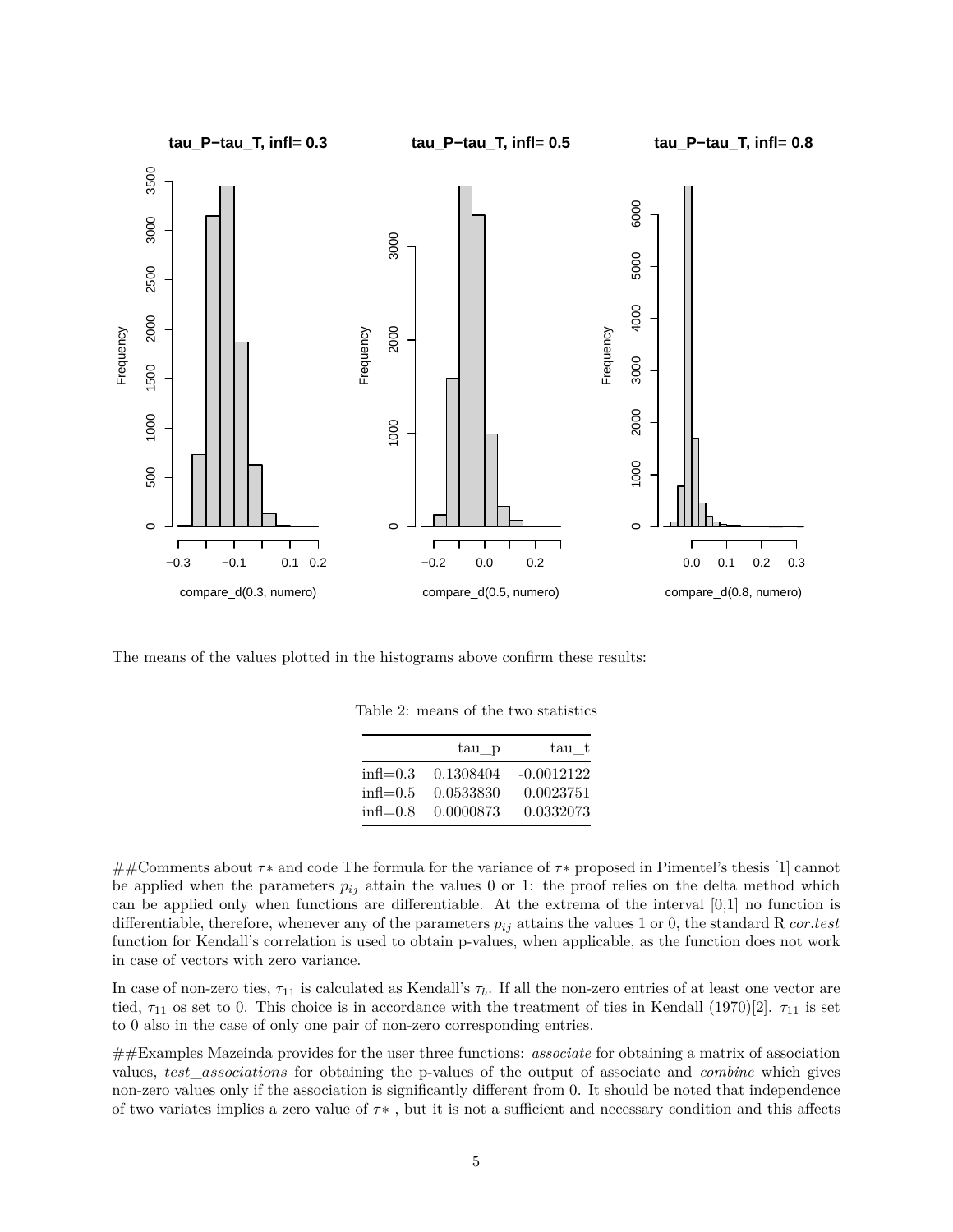The means of the values plotted in the histograms above confirm these results:

Table 2: means of the two statistics

| | tau_p | tau_t |
|---|---|---|
| infl=0.3 | 0.1308404 | -0.0012122 |
| infl=0.5 | 0.0533830 | 0.0023751 |
| infl=0.8 | 0.0000873 | 0.0332073 |

##Comments about $\tau*$ and code The formula for the variance of $\tau*$ proposed in Pimentel's thesis [1] cannot be applied when the parameters $p_{ij}$ attain the values 0 or 1: the proof relies on the delta method which can be applied only when functions are differentiable. At the extrema of the interval [0,1] no function is differentiable, therefore, whenever any of the parameters $p_{ij}$ attains the values 1 or 0, the standard R *cor.test* function for Kendall's correlation is used to obtain p-values, when applicable, as the function does not work in case of vectors with zero variance.

In case of non-zero ties, $\tau_{11}$ is calculated as Kendall's $\tau_b$. If all the non-zero entries of at least one vector are tied, $\tau_{11}$ os set to 0. This choice is in accordance with the treatment of ties in Kendall (1970)[2]. $\tau_{11}$ is set to 0 also in the case of only one pair of non-zero corresponding entries.

##Examples Mazeinda provides for the user three functions: *associate* for obtaining a matrix of association values, *test_associations* for obtaining the p-values of the output of associate and *combine* which gives non-zero values only if the association is significantly different from 0. It should be noted that independence of two variates implies a zero value of $\tau*$ , but it is not a sufficient and necessary condition and this affects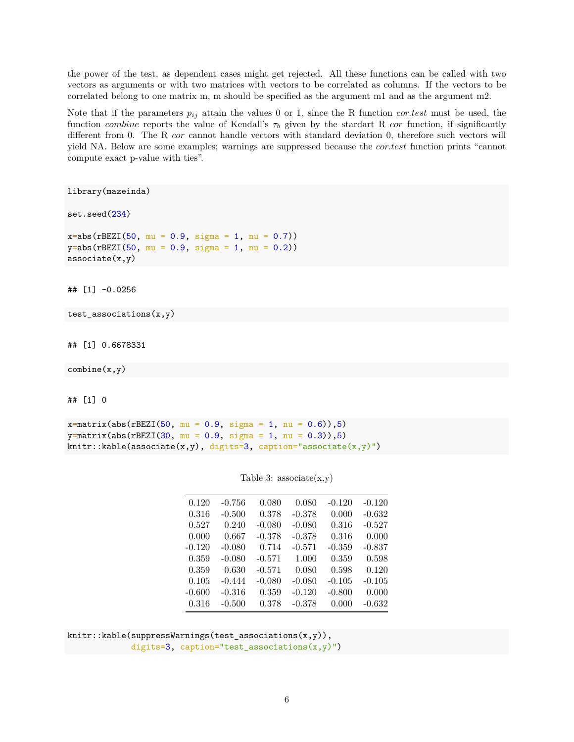the power of the test, as dependent cases might get rejected. All these functions can be called with two vectors as arguments or with two matrices with vectors to be correlated as columns. If the vectors to be correlated belong to one matrix m, m should be specified as the argument m1 and as the argument m2.

Note that if the parameters $p_{ij}$ attain the values 0 or 1, since the R function *cor.test* must be used, the function *combine* reports the value of Kendall's $\tau_b$ given by the stardart R *cor* function, if significantly different from 0. The R *cor* cannot handle vectors with standard deviation 0, therefore such vectors will yield NA. Below are some examples; warnings are suppressed because the *cor.test* function prints "cannot compute exact p-value with ties".

```
library(mazeinda)

set.seed(234)

x=abs(rBEZI(50, mu = 0.9, sigma = 1, nu = 0.7))
y=abs(rBEZI(50, mu = 0.9, sigma = 1, nu = 0.2))
associate(x,y)
```

```
## [1] -0.0256
```

```
test_associations(x,y)
```

```
## [1] 0.6678331
```

```
combine(x,y)
```

```
## [1] 0
```

```
x=matrix(abs(rBEZI(50, mu = 0.9, sigma = 1, nu = 0.6)),5)
y=matrix(abs(rBEZI(30, mu = 0.9, sigma = 1, nu = 0.3)),5)
knitr::kable(associate(x,y), digits=3, caption="associate(x,y)")
```

Table 3: associate(x,y)

| | | | | | |
|---|---|---|---|---|---|
| 0.120 | -0.756 | 0.080 | 0.080 | -0.120 | -0.120 |
| 0.316 | -0.500 | 0.378 | -0.378 | 0.000 | -0.632 |
| 0.527 | 0.240 | -0.080 | -0.080 | 0.316 | -0.527 |
| 0.000 | 0.667 | -0.378 | -0.378 | 0.316 | 0.000 |
| -0.120 | -0.080 | 0.714 | -0.571 | -0.359 | -0.837 |
| 0.359 | -0.080 | -0.571 | 1.000 | 0.359 | 0.598 |
| 0.359 | 0.630 | -0.571 | 0.080 | 0.598 | 0.120 |
| 0.105 | -0.444 | -0.080 | -0.080 | -0.105 | -0.105 |
| -0.600 | -0.316 | 0.359 | -0.120 | -0.800 | 0.000 |
| 0.316 | -0.500 | 0.378 | -0.378 | 0.000 | -0.632 |

```
knitr::kable(suppressWarnings(test_associations(x,y)),
             digits=3, caption="test_associations(x,y)")
```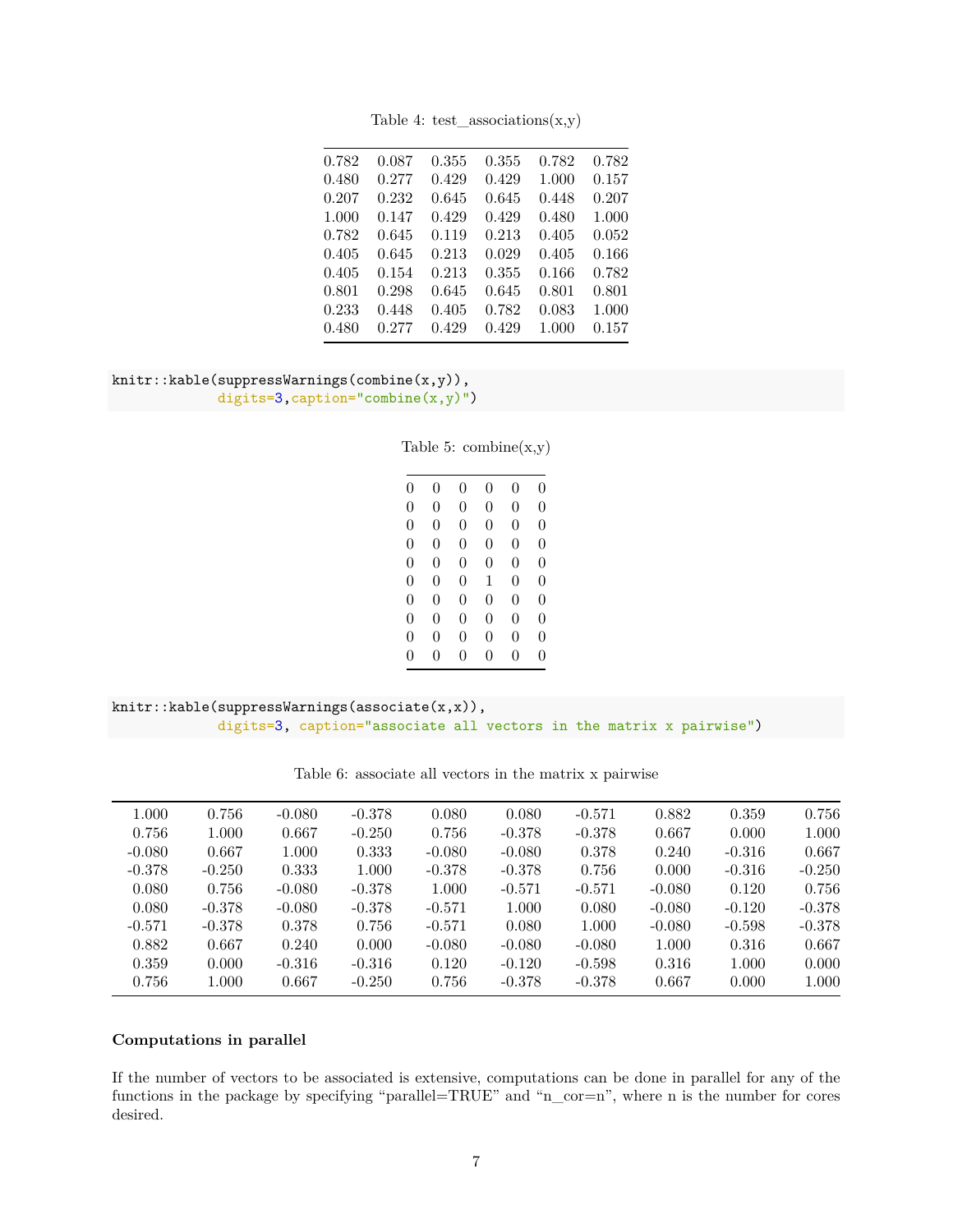Table 4: test_associations(x,y)

| | | | | | |
|---|---|---|---|---|---|
| 0.782 | 0.087 | 0.355 | 0.355 | 0.782 | 0.782 |
| 0.480 | 0.277 | 0.429 | 0.429 | 1.000 | 0.157 |
| 0.207 | 0.232 | 0.645 | 0.645 | 0.448 | 0.207 |
| 1.000 | 0.147 | 0.429 | 0.429 | 0.480 | 1.000 |
| 0.782 | 0.645 | 0.119 | 0.213 | 0.405 | 0.052 |
| 0.405 | 0.645 | 0.213 | 0.029 | 0.405 | 0.166 |
| 0.405 | 0.154 | 0.213 | 0.355 | 0.166 | 0.782 |
| 0.801 | 0.298 | 0.645 | 0.645 | 0.801 | 0.801 |
| 0.233 | 0.448 | 0.405 | 0.782 | 0.083 | 1.000 |
| 0.480 | 0.277 | 0.429 | 0.429 | 1.000 | 0.157 |

```
knitr::kable(suppressWarnings(combine(x,y)),
             digits=3,caption="combine(x,y)")
```

Table 5: combine(x,y)

| | | | | | |
|---|---|---|---|---|---|
| 0 | 0 | 0 | 0 | 0 | 0 |
| 0 | 0 | 0 | 0 | 0 | 0 |
| 0 | 0 | 0 | 0 | 0 | 0 |
| 0 | 0 | 0 | 0 | 0 | 0 |
| 0 | 0 | 0 | 0 | 0 | 0 |
| 0 | 0 | 0 | 1 | 0 | 0 |
| 0 | 0 | 0 | 0 | 0 | 0 |
| 0 | 0 | 0 | 0 | 0 | 0 |
| 0 | 0 | 0 | 0 | 0 | 0 |
| 0 | 0 | 0 | 0 | 0 | 0 |

```
knitr::kable(suppressWarnings(associate(x,x)),
             digits=3, caption="associate all vectors in the matrix x pairwise")
```

Table 6: associate all vectors in the matrix x pairwise

| | | | | | | | | | |
|---|---|---|---|---|---|---|---|---|---|
| 1.000 | 0.756 | -0.080 | -0.378 | 0.080 | 0.080 | -0.571 | 0.882 | 0.359 | 0.756 |
| 0.756 | 1.000 | 0.667 | -0.250 | 0.756 | -0.378 | -0.378 | 0.667 | 0.000 | 1.000 |
| -0.080 | 0.667 | 1.000 | 0.333 | -0.080 | -0.080 | 0.378 | 0.240 | -0.316 | 0.667 |
| -0.378 | -0.250 | 0.333 | 1.000 | -0.378 | -0.378 | 0.756 | 0.000 | -0.316 | -0.250 |
| 0.080 | 0.756 | -0.080 | -0.378 | 1.000 | -0.571 | -0.571 | -0.080 | 0.120 | 0.756 |
| 0.080 | -0.378 | -0.080 | -0.378 | -0.571 | 1.000 | 0.080 | -0.080 | -0.120 | -0.378 |
| -0.571 | -0.378 | 0.378 | 0.756 | -0.571 | 0.080 | 1.000 | -0.080 | -0.598 | -0.378 |
| 0.882 | 0.667 | 0.240 | 0.000 | -0.080 | -0.080 | -0.080 | 1.000 | 0.316 | 0.667 |
| 0.359 | 0.000 | -0.316 | -0.316 | 0.120 | -0.120 | -0.598 | 0.316 | 1.000 | 0.000 |
| 0.756 | 1.000 | 0.667 | -0.250 | 0.756 | -0.378 | -0.378 | 0.667 | 0.000 | 1.000 |

**Computations in parallel**

If the number of vectors to be associated is extensive, computations can be done in parallel for any of the functions in the package by specifying "parallel=TRUE" and "n_cor=n", where n is the number for cores desired.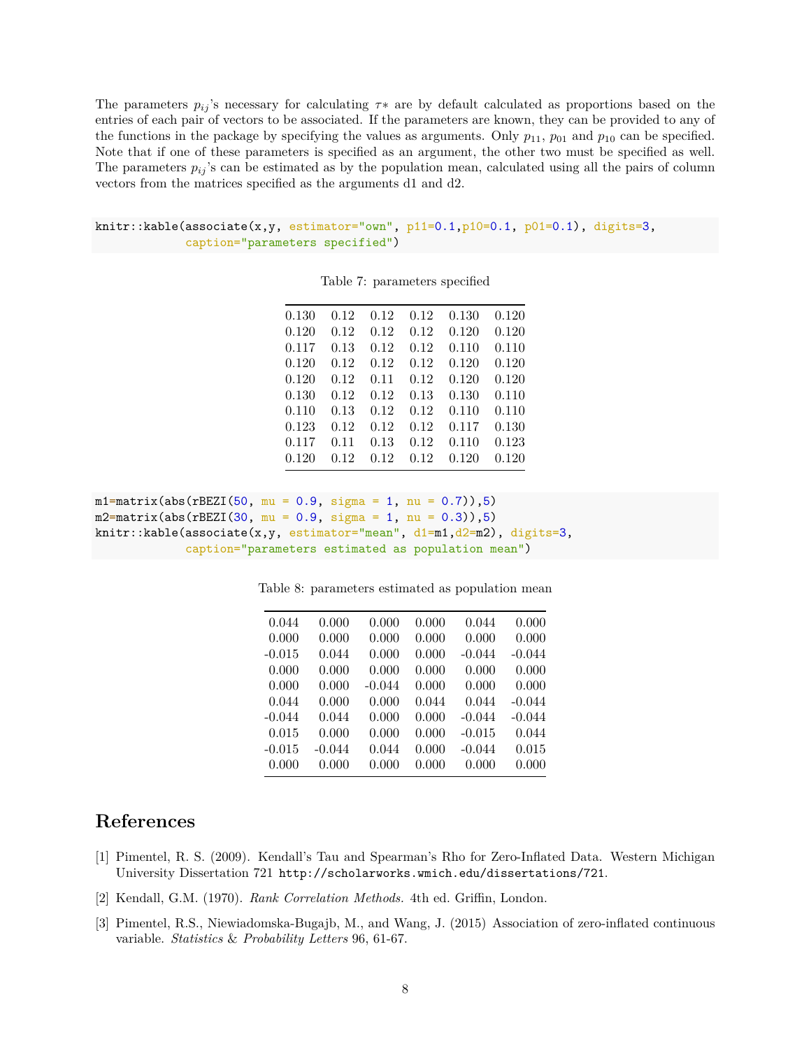The parameters $p_{ij}$'s necessary for calculating $\tau*$ are by default calculated as proportions based on the entries of each pair of vectors to be associated. If the parameters are known, they can be provided to any of the functions in the package by specifying the values as arguments. Only $p_{11}$, $p_{01}$ and $p_{10}$ can be specified. Note that if one of these parameters is specified as an argument, the other two must be specified as well. The parameters $p_{ij}$'s can be estimated as by the population mean, calculated using all the pairs of column vectors from the matrices specified as the arguments d1 and d2.

```
knitr::kable(associate(x,y, estimator="own", p11=0.1,p10=0.1, p01=0.1), digits=3,
             caption="parameters specified")
```

Table 7: parameters specified

| | | | | | |
|---|---|---|---|---|---|
| 0.130 | 0.12 | 0.12 | 0.12 | 0.130 | 0.120 |
| 0.120 | 0.12 | 0.12 | 0.12 | 0.120 | 0.120 |
| 0.117 | 0.13 | 0.12 | 0.12 | 0.110 | 0.110 |
| 0.120 | 0.12 | 0.12 | 0.12 | 0.120 | 0.120 |
| 0.120 | 0.12 | 0.11 | 0.12 | 0.120 | 0.120 |
| 0.130 | 0.12 | 0.12 | 0.13 | 0.130 | 0.110 |
| 0.110 | 0.13 | 0.12 | 0.12 | 0.110 | 0.110 |
| 0.123 | 0.12 | 0.12 | 0.12 | 0.117 | 0.130 |
| 0.117 | 0.11 | 0.13 | 0.12 | 0.110 | 0.123 |
| 0.120 | 0.12 | 0.12 | 0.12 | 0.120 | 0.120 |

```
m1=matrix(abs(rBEZI(50, mu = 0.9, sigma = 1, nu = 0.7)),5)
m2=matrix(abs(rBEZI(30, mu = 0.9, sigma = 1, nu = 0.3)),5)
knitr::kable(associate(x,y, estimator="mean", d1=m1,d2=m2), digits=3,
             caption="parameters estimated as population mean")
```

Table 8: parameters estimated as population mean

| | | | | | |
|---|---|---|---|---|---|
| 0.044 | 0.000 | 0.000 | 0.000 | 0.044 | 0.000 |
| 0.000 | 0.000 | 0.000 | 0.000 | 0.000 | 0.000 |
| -0.015 | 0.044 | 0.000 | 0.000 | -0.044 | -0.044 |
| 0.000 | 0.000 | 0.000 | 0.000 | 0.000 | 0.000 |
| 0.000 | 0.000 | -0.044 | 0.000 | 0.000 | 0.000 |
| 0.044 | 0.000 | 0.000 | 0.044 | 0.044 | -0.044 |
| -0.044 | 0.044 | 0.000 | 0.000 | -0.044 | -0.044 |
| 0.015 | 0.000 | 0.000 | 0.000 | -0.015 | 0.044 |
| -0.015 | -0.044 | 0.044 | 0.000 | -0.044 | 0.015 |
| 0.000 | 0.000 | 0.000 | 0.000 | 0.000 | 0.000 |

# References

[1] Pimentel, R. S. (2009). Kendall's Tau and Spearman's Rho for Zero-Inflated Data. Western Michigan University Dissertation 721 `http://scholarworks.wmich.edu/dissertations/721`.

[2] Kendall, G.M. (1970). *Rank Correlation Methods.* 4th ed. Griffin, London.

[3] Pimentel, R.S., Niewiadomska-Bugajb, M., and Wang, J. (2015) Association of zero-inflated continuous variable. *Statistics & Probability Letters* 96, 61-67.